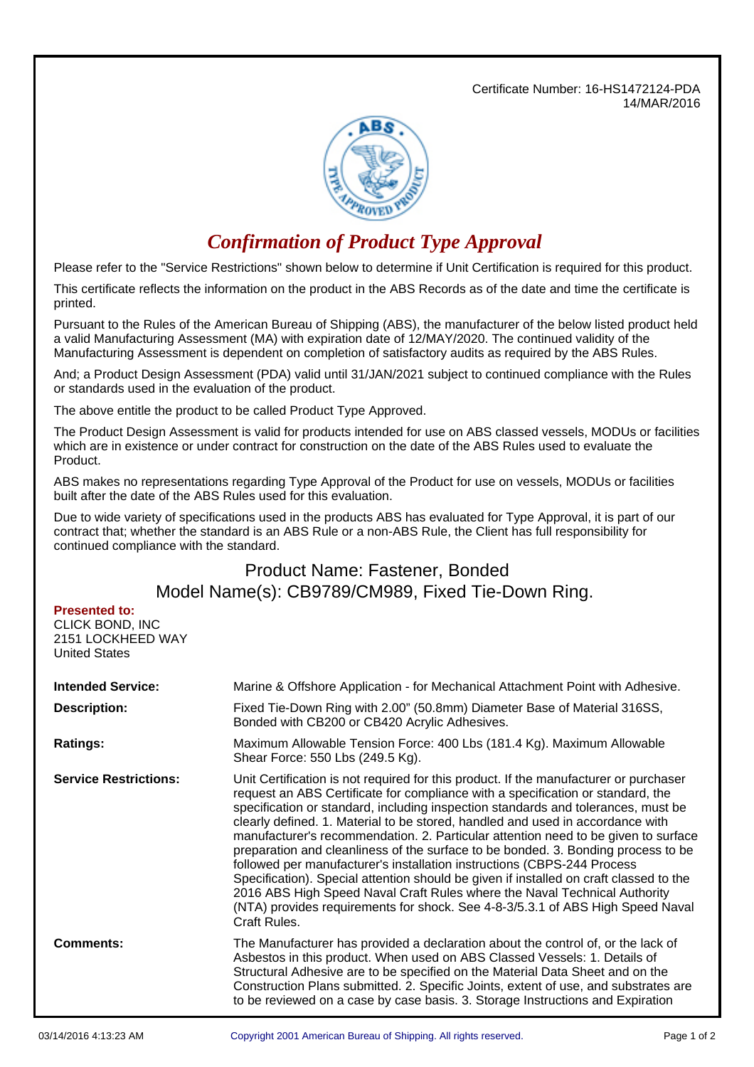Certificate Number: 16-HS1472124-PDA
14/MAR/2016

# *Confirmation of Product Type Approval*

Please refer to the "Service Restrictions" shown below to determine if Unit Certification is required for this product.

This certificate reflects the information on the product in the ABS Records as of the date and time the certificate is printed.

Pursuant to the Rules of the American Bureau of Shipping (ABS), the manufacturer of the below listed product held a valid Manufacturing Assessment (MA) with expiration date of 12/MAY/2020. The continued validity of the Manufacturing Assessment is dependent on completion of satisfactory audits as required by the ABS Rules.

And; a Product Design Assessment (PDA) valid until 31/JAN/2021 subject to continued compliance with the Rules or standards used in the evaluation of the product.

The above entitle the product to be called Product Type Approved.

The Product Design Assessment is valid for products intended for use on ABS classed vessels, MODUs or facilities which are in existence or under contract for construction on the date of the ABS Rules used to evaluate the Product.

ABS makes no representations regarding Type Approval of the Product for use on vessels, MODUs or facilities built after the date of the ABS Rules used for this evaluation.

Due to wide variety of specifications used in the products ABS has evaluated for Type Approval, it is part of our contract that; whether the standard is an ABS Rule or a non-ABS Rule, the Client has full responsibility for continued compliance with the standard.

## Product Name: Fastener, Bonded
## Model Name(s): CB9789/CM989, Fixed Tie-Down Ring.

**Presented to:**
CLICK BOND, INC
2151 LOCKHEED WAY
United States

**Intended Service:** Marine & Offshore Application - for Mechanical Attachment Point with Adhesive.

**Description:** Fixed Tie-Down Ring with 2.00" (50.8mm) Diameter Base of Material 316SS, Bonded with CB200 or CB420 Acrylic Adhesives.

**Ratings:** Maximum Allowable Tension Force: 400 Lbs (181.4 Kg). Maximum Allowable Shear Force: 550 Lbs (249.5 Kg).

**Service Restrictions:** Unit Certification is not required for this product. If the manufacturer or purchaser request an ABS Certificate for compliance with a specification or standard, the specification or standard, including inspection standards and tolerances, must be clearly defined. 1. Material to be stored, handled and used in accordance with manufacturer's recommendation. 2. Particular attention need to be given to surface preparation and cleanliness of the surface to be bonded. 3. Bonding process to be followed per manufacturer's installation instructions (CBPS-244 Process Specification). Special attention should be given if installed on craft classed to the 2016 ABS High Speed Naval Craft Rules where the Naval Technical Authority (NTA) provides requirements for shock. See 4-8-3/5.3.1 of ABS High Speed Naval Craft Rules.

**Comments:** The Manufacturer has provided a declaration about the control of, or the lack of Asbestos in this product. When used on ABS Classed Vessels: 1. Details of Structural Adhesive are to be specified on the Material Data Sheet and on the Construction Plans submitted. 2. Specific Joints, extent of use, and substrates are to be reviewed on a case by case basis. 3. Storage Instructions and Expiration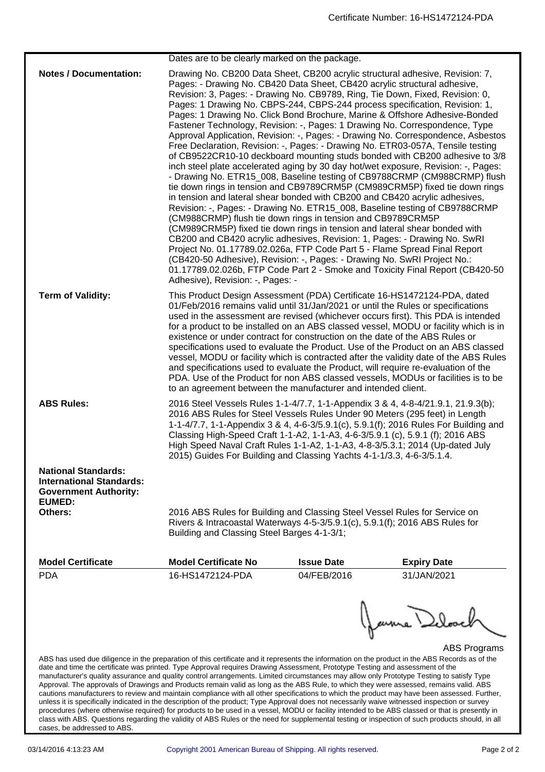Certificate Number: 16-HS1472124-PDA

| | |
|---|---|
| | Dates are to be clearly marked on the package. |
| **Notes / Documentation:** | Drawing No. CB200 Data Sheet, CB200 acrylic structural adhesive, Revision: 7, Pages: - Drawing No. CB420 Data Sheet, CB420 acrylic structural adhesive, Revision: 3, Pages: - Drawing No. CB9789, Ring, Tie Down, Fixed, Revision: 0, Pages: 1 Drawing No. CBPS-244, CBPS-244 process specification, Revision: 1, Pages: 1 Drawing No. Click Bond Brochure, Marine & Offshore Adhesive-Bonded Fastener Technology, Revision: -, Pages: 1 Drawing No. Correspondence, Type Approval Application, Revision: -, Pages: - Drawing No. Correspondence, Asbestos Free Declaration, Revision: -, Pages: - Drawing No. ETR03-057A, Tensile testing of CB9522CR10-10 deckboard mounting studs bonded with CB200 adhesive to 3/8 inch steel plate accelerated aging by 30 day hot/wet exposure, Revision: -, Pages: - Drawing No. ETR15_008, Baseline testing of CB9788CRMP (CM988CRMP) flush tie down rings in tension and CB9789CRM5P (CM989CRM5P) fixed tie down rings in tension and lateral shear bonded with CB200 and CB420 acrylic adhesives, Revision: -, Pages: - Drawing No. ETR15_008, Baseline testing of CB9788CRMP (CM988CRMP) flush tie down rings in tension and CB9789CRM5P (CM989CRM5P) fixed tie down rings in tension and lateral shear bonded with CB200 and CB420 acrylic adhesives, Revision: 1, Pages: - Drawing No. SwRI Project No. 01.17789.02.026a, FTP Code Part 5 - Flame Spread Final Report (CB420-50 Adhesive), Revision: -, Pages: - Drawing No. SwRI Project No.: 01.17789.02.026b, FTP Code Part 2 - Smoke and Toxicity Final Report (CB420-50 Adhesive), Revision: -, Pages: - |
| **Term of Validity:** | This Product Design Assessment (PDA) Certificate 16-HS1472124-PDA, dated 01/Feb/2016 remains valid until 31/Jan/2021 or until the Rules or specifications used in the assessment are revised (whichever occurs first). This PDA is intended for a product to be installed on an ABS classed vessel, MODU or facility which is in existence or under contract for construction on the date of the ABS Rules or specifications used to evaluate the Product. Use of the Product on an ABS classed vessel, MODU or facility which is contracted after the validity date of the ABS Rules and specifications used to evaluate the Product, will require re-evaluation of the PDA. Use of the Product for non ABS classed vessels, MODUs or facilities is to be to an agreement between the manufacturer and intended client. |
| **ABS Rules:** | 2016 Steel Vessels Rules 1-1-4/7.7, 1-1-Appendix 3 & 4, 4-8-4/21.9.1, 21.9.3(b); 2016 ABS Rules for Steel Vessels Rules Under 90 Meters (295 feet) in Length 1-1-4/7.7, 1-1-Appendix 3 & 4, 4-6-3/5.9.1(c), 5.9.1(f); 2016 Rules For Building and Classing High-Speed Craft 1-1-A2, 1-1-A3, 4-6-3/5.9.1 (c), 5.9.1 (f); 2016 ABS High Speed Naval Craft Rules 1-1-A2, 1-1-A3, 4-8-3/5.3.1; 2014 (Up-dated July 2015) Guides For Building and Classing Yachts 4-1-1/3.3, 4-6-3/5.1.4. |
| **National Standards:** | |
| **International Standards:** | |
| **Government Authority:** | |
| **EUMED:** | |
| **Others:** | 2016 ABS Rules for Building and Classing Steel Vessel Rules for Service on Rivers & Intracoastal Waterways 4-5-3/5.9.1(c), 5.9.1(f); 2016 ABS Rules for Building and Classing Steel Barges 4-1-3/1; |

| Model Certificate | Model Certificate No | Issue Date | Expiry Date |
|---|---|---|---|
| PDA | 16-HS1472124-PDA | 04/FEB/2016 | 31/JAN/2021 |

ABS Programs

ABS has used due diligence in the preparation of this certificate and it represents the information on the product in the ABS Records as of the date and time the certificate was printed. Type Approval requires Drawing Assessment, Prototype Testing and assessment of the manufacturer's quality assurance and quality control arrangements. Limited circumstances may allow only Prototype Testing to satisfy Type Approval. The approvals of Drawings and Products remain valid as long as the ABS Rule, to which they were assessed, remains valid. ABS cautions manufacturers to review and maintain compliance with all other specifications to which the product may have been assessed. Further, unless it is specifically indicated in the description of the product; Type Approval does not necessarily waive witnessed inspection or survey procedures (where otherwise required) for products to be used in a vessel, MODU or facility intended to be ABS classed or that is presently in class with ABS. Questions regarding the validity of ABS Rules or the need for supplemental testing or inspection of such products should, in all cases, be addressed to ABS.

03/14/2016 4:13:23 AM Copyright 2001 American Bureau of Shipping. All rights reserved.